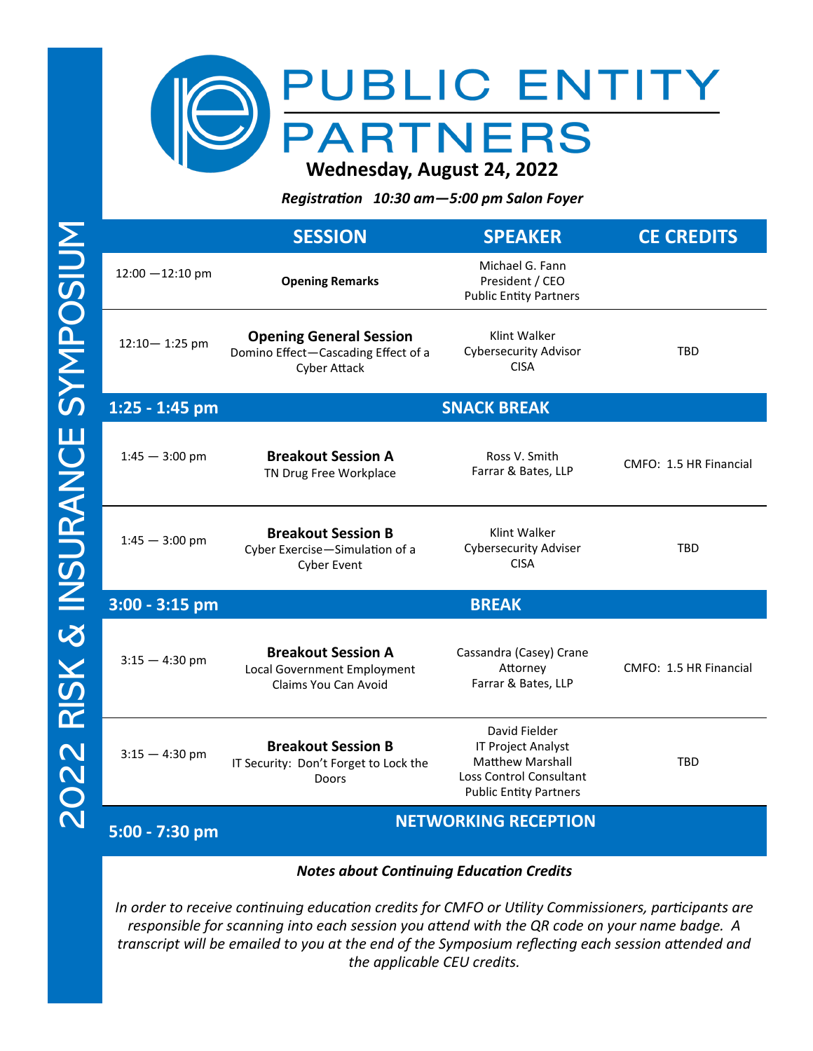# PUBLIC ENTITY PARTNERS

# 2022 RISK & INSURANCE SYMPOSIUM

## Wednesday, August 24, 2022

***Registration 10:30 am—5:00 pm Salon Foyer***

| | SESSION | SPEAKER | CE CREDITS |
|---|---|---|---|
| 12:00 —12:10 pm | **Opening Remarks** | Michael G. Fann<br>President / CEO<br>Public Entity Partners | |
| 12:10— 1:25 pm | **Opening General Session**<br>Domino Effect—Cascading Effect of a Cyber Attack | Klint Walker<br>Cybersecurity Advisor<br>CISA | TBD |
| **1:25 - 1:45 pm** | **SNACK BREAK** | | |
| 1:45 — 3:00 pm | **Breakout Session A**<br>TN Drug Free Workplace | Ross V. Smith<br>Farrar & Bates, LLP | CMFO: 1.5 HR Financial |
| 1:45 — 3:00 pm | **Breakout Session B**<br>Cyber Exercise—Simulation of a Cyber Event | Klint Walker<br>Cybersecurity Adviser<br>CISA | TBD |
| **3:00 - 3:15 pm** | **BREAK** | | |
| 3:15 — 4:30 pm | **Breakout Session A**<br>Local Government Employment Claims You Can Avoid | Cassandra (Casey) Crane<br>Attorney<br>Farrar & Bates, LLP | CMFO: 1.5 HR Financial |
| 3:15 — 4:30 pm | **Breakout Session B**<br>IT Security: Don't Forget to Lock the Doors | David Fielder<br>IT Project Analyst<br>Matthew Marshall<br>Loss Control Consultant<br>Public Entity Partners | TBD |
| **5:00 - 7:30 pm** | **NETWORKING RECEPTION** | | |

***Notes about Continuing Education Credits***

*In order to receive continuing education credits for CMFO or Utility Commissioners, participants are responsible for scanning into each session you attend with the QR code on your name badge. A transcript will be emailed to you at the end of the Symposium reflecting each session attended and the applicable CEU credits.*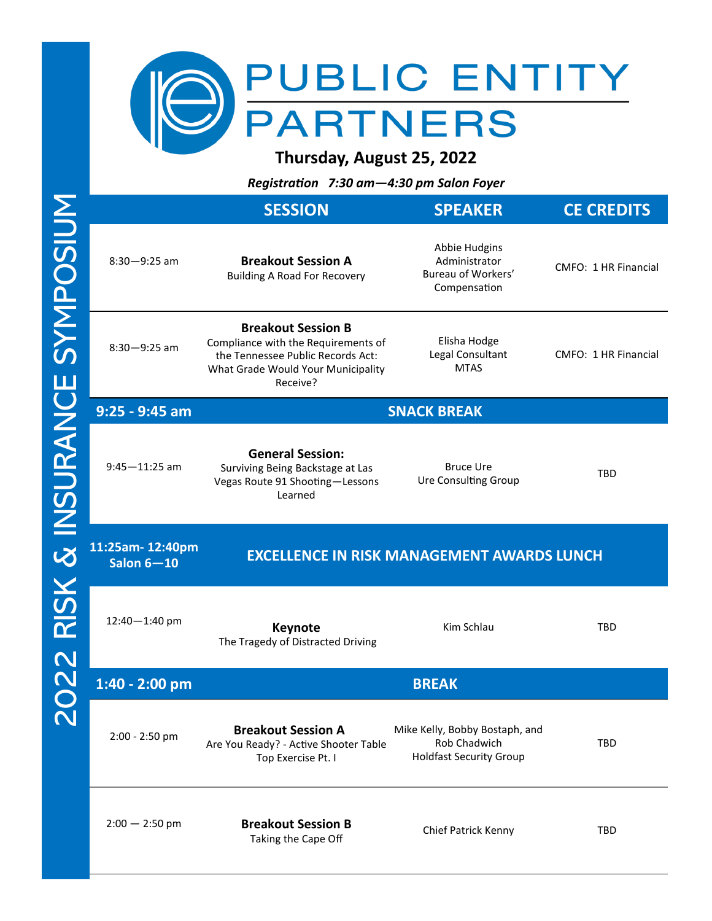# PUBLIC ENTITY PARTNERS

**2022 RISK & INSURANCE SYMPOSIUM**

## Thursday, August 25, 2022

***Registration 7:30 am—4:30 pm Salon Foyer***

| | SESSION | SPEAKER | CE CREDITS |
|---|---|---|---|
| 8:30—9:25 am | **Breakout Session A** Building A Road For Recovery | Abbie Hudgins Administrator Bureau of Workers' Compensation | CMFO: 1 HR Financial |
| 8:30—9:25 am | **Breakout Session B** Compliance with the Requirements of the Tennessee Public Records Act: What Grade Would Your Municipality Receive? | Elisha Hodge Legal Consultant MTAS | CMFO: 1 HR Financial |
| **9:25 - 9:45 am** | **SNACK BREAK** | | |
| 9:45—11:25 am | **General Session:** Surviving Being Backstage at Las Vegas Route 91 Shooting—Lessons Learned | Bruce Ure Ure Consulting Group | TBD |
| **11:25am- 12:40pm Salon 6—10** | **EXCELLENCE IN RISK MANAGEMENT AWARDS LUNCH** | | |
| 12:40—1:40 pm | **Keynote** The Tragedy of Distracted Driving | Kim Schlau | TBD |
| **1:40 - 2:00 pm** | **BREAK** | | |
| 2:00 - 2:50 pm | **Breakout Session A** Are You Ready? - Active Shooter Table Top Exercise Pt. I | Mike Kelly, Bobby Bostaph, and Rob Chadwich Holdfast Security Group | TBD |
| 2:00 — 2:50 pm | **Breakout Session B** Taking the Cape Off | Chief Patrick Kenny | TBD |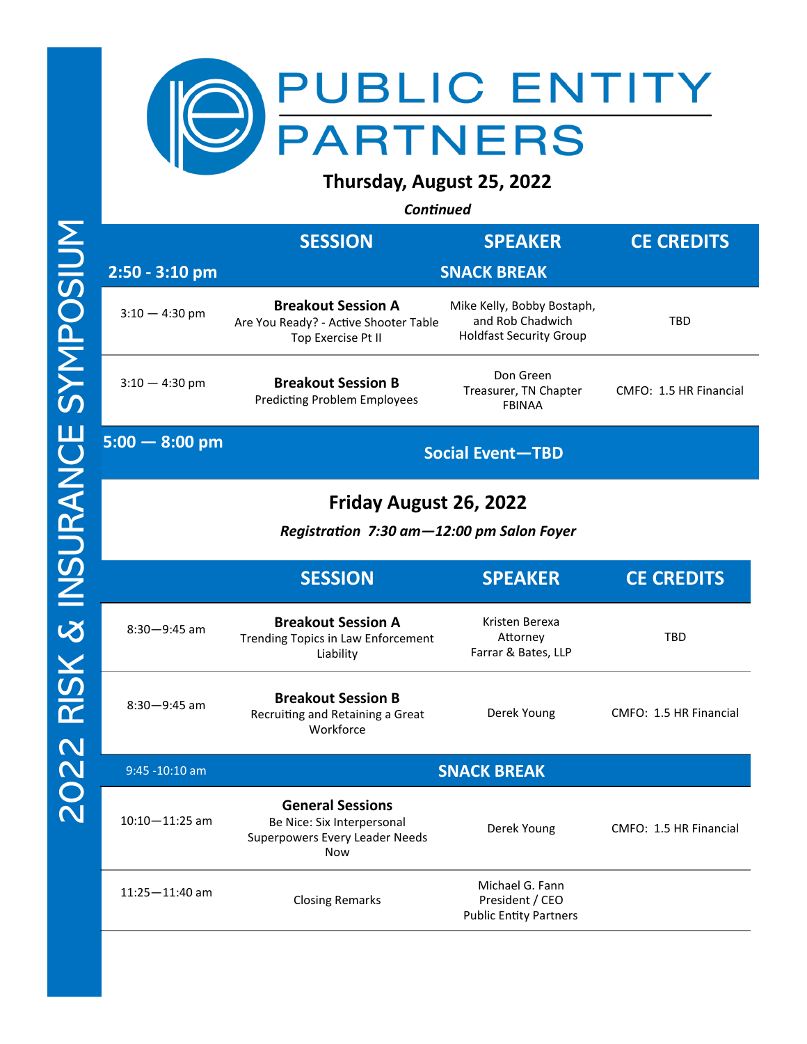# PUBLIC ENTITY PARTNERS

2022 RISK & INSURANCE SYMPOSIUM

## Thursday, August 25, 2022

***Continued***

| | SESSION | SPEAKER | CE CREDITS |
|---|---|---|---|
| **2:50 - 3:10 pm** | **SNACK BREAK** | | |
| 3:10 — 4:30 pm | **Breakout Session A**<br>Are You Ready? - Active Shooter Table Top Exercise Pt II | Mike Kelly, Bobby Bostaph, and Rob Chadwich<br>Holdfast Security Group | TBD |
| 3:10 — 4:30 pm | **Breakout Session B**<br>Predicting Problem Employees | Don Green<br>Treasurer, TN Chapter FBINAA | CMFO: 1.5 HR Financial |
| **5:00 — 8:00 pm** | **Social Event—TBD** | | |

## Friday August 26, 2022

***Registration 7:30 am—12:00 pm Salon Foyer***

| | SESSION | SPEAKER | CE CREDITS |
|---|---|---|---|
| 8:30—9:45 am | **Breakout Session A**<br>Trending Topics in Law Enforcement Liability | Kristen Berexa<br>Attorney<br>Farrar & Bates, LLP | TBD |
| 8:30—9:45 am | **Breakout Session B**<br>Recruiting and Retaining a Great Workforce | Derek Young | CMFO: 1.5 HR Financial |
| 9:45 -10:10 am | **SNACK BREAK** | | |
| 10:10—11:25 am | **General Sessions**<br>Be Nice: Six Interpersonal Superpowers Every Leader Needs Now | Derek Young | CMFO: 1.5 HR Financial |
| 11:25—11:40 am | Closing Remarks | Michael G. Fann<br>President / CEO<br>Public Entity Partners | |